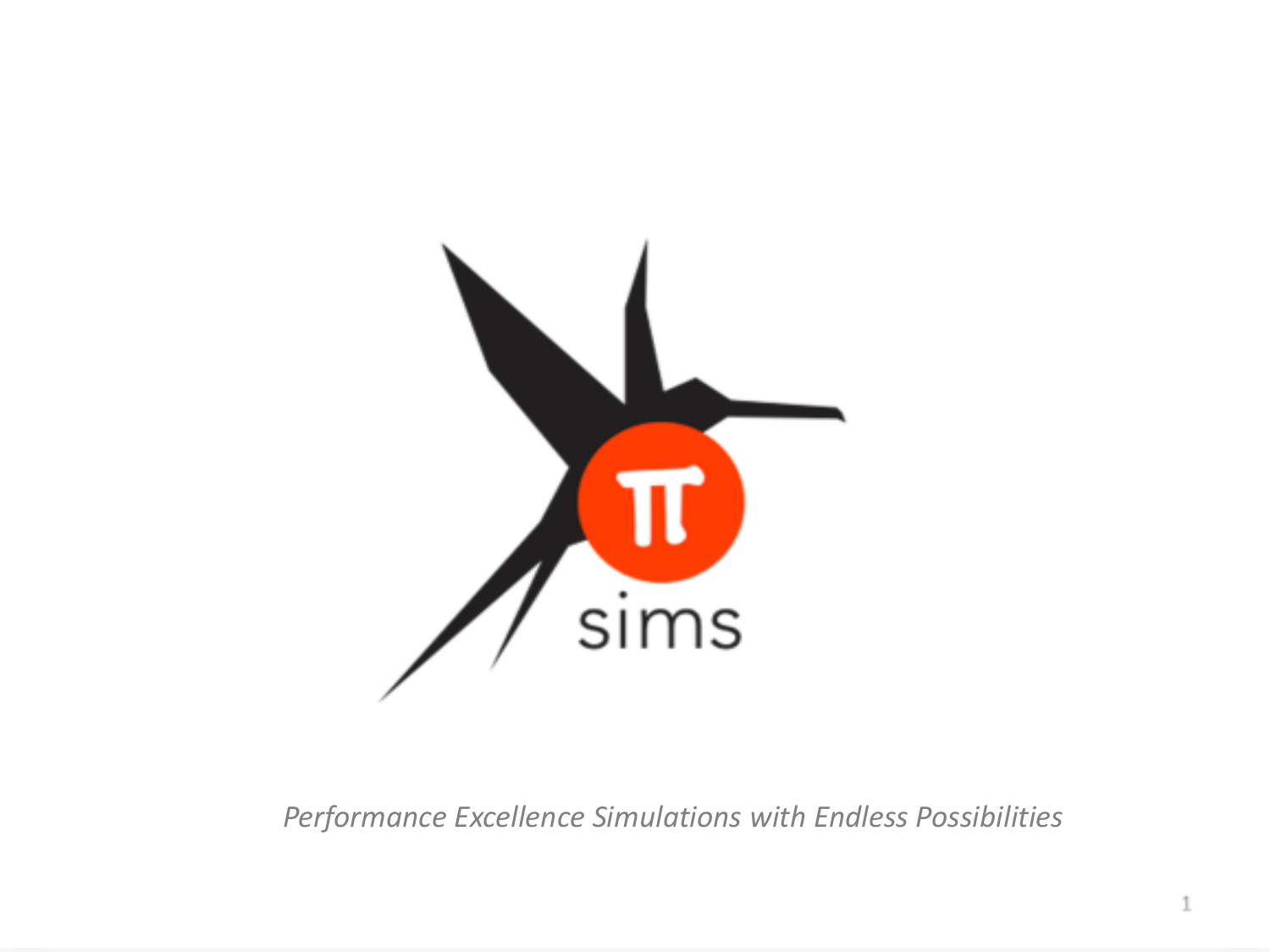sims

*Performance Excellence Simulations with Endless Possibilities*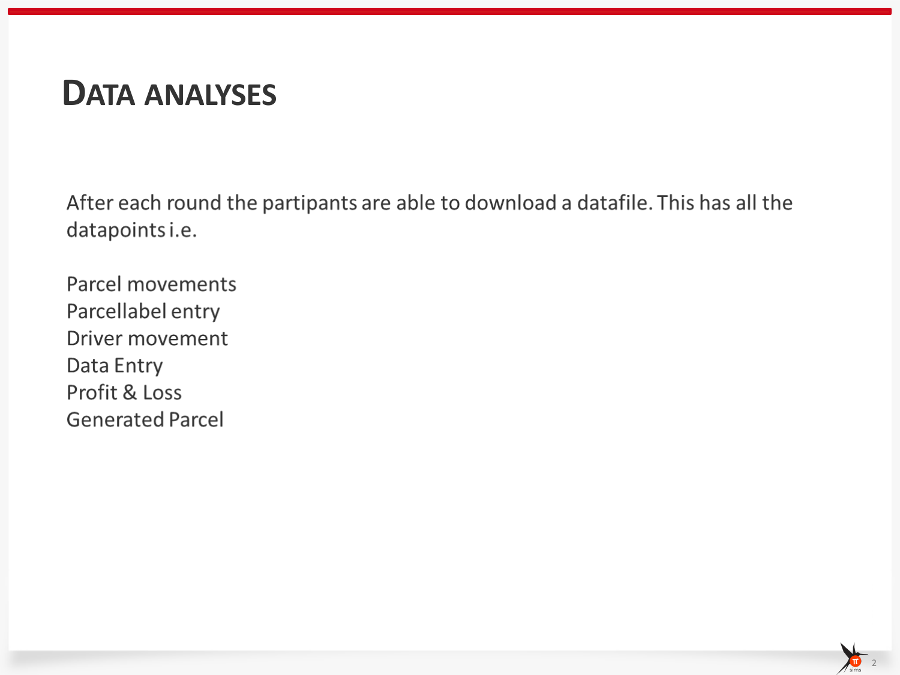# Data analyses

After each round the partipants are able to download a datafile. This has all the datapoints i.e.

Parcel movements
Parcellabel entry
Driver movement
Data Entry
Profit & Loss
Generated Parcel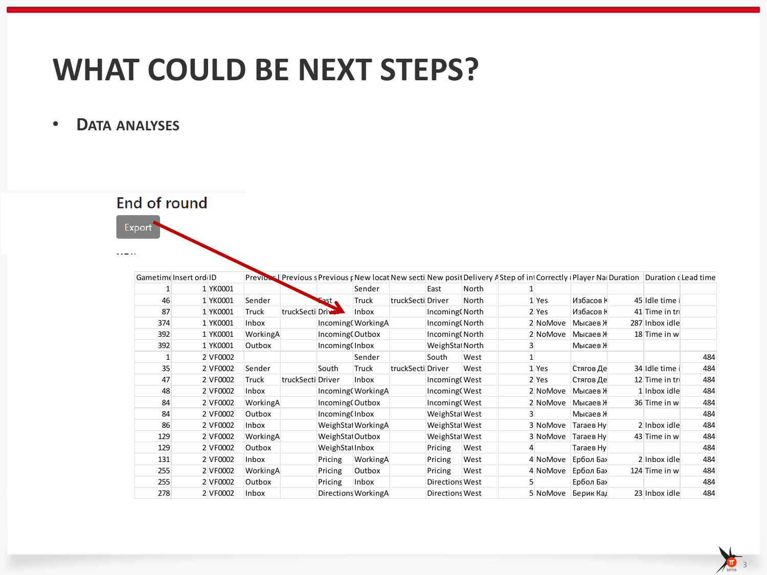# WHAT COULD BE NEXT STEPS?

- DATA ANALYSES

End of round

Export

| Gametime | Insert ord | ID | Previous l | Previous s | Previous p | New locat | New secti | New posit | Delivery A | Step of in | Correctly | Player Na | Duration | Duration c | Lead time |
|---|---|---|---|---|---|---|---|---|---|---|---|---|---|---|---|
| 1 | 1 | YK0001 | | | | Sender | | East | North | 1 | | | | | |
| 46 | 1 | YK0001 | Sender | | East | Truck | truckSecti | Driver | North | 1 | Yes | Избасов К | 45 | Idle time i | |
| 87 | 1 | YK0001 | Truck | truckSecti | Driver | Inbox | | Incoming( | North | 2 | Yes | Избасов К | 41 | Time in tr | |
| 374 | 1 | YK0001 | Inbox | | Incoming( | WorkingA | | Incoming( | North | 2 | NoMove | Мысаев Ж | 287 | Inbox idle | |
| 392 | 1 | YK0001 | WorkingA | | Incoming( | Outbox | | Incoming( | North | 2 | NoMove | Мысаев Ж | 18 | Time in w | |
| 392 | 1 | YK0001 | Outbox | | Incoming( | Inbox | | WeighStat | North | 3 | | Мысаев Ж | | | |
| 1 | 2 | VF0002 | | | | Sender | | South | West | 1 | | | | | 484 |
| 35 | 2 | VF0002 | Sender | | South | Truck | truckSecti | Driver | West | 1 | Yes | Стягов Де | 34 | Idle time i | 484 |
| 47 | 2 | VF0002 | Truck | truckSecti | Driver | Inbox | | Incoming( | West | 2 | Yes | Стягов Де | 12 | Time in tr | 484 |
| 48 | 2 | VF0002 | Inbox | | Incoming( | WorkingA | | Incoming( | West | 2 | NoMove | Мысаев Ж | 1 | Inbox idle | 484 |
| 84 | 2 | VF0002 | WorkingA | | Incoming( | Outbox | | Incoming( | West | 2 | NoMove | Мысаев Ж | 36 | Time in w | 484 |
| 84 | 2 | VF0002 | Outbox | | Incoming( | Inbox | | WeighStat | West | 3 | | Мысаев Ж | | | 484 |
| 86 | 2 | VF0002 | Inbox | | WeighStat | WorkingA | | WeighStat | West | 3 | NoMove | Тараев Ну | 2 | Inbox idle | 484 |
| 129 | 2 | VF0002 | WorkingA | | WeighStat | Outbox | | WeighStat | West | 3 | NoMove | Тараев Ну | 43 | Time in w | 484 |
| 129 | 2 | VF0002 | Outbox | | WeighStat | Inbox | | Pricing | West | 4 | | Тараев Ну | | | 484 |
| 131 | 2 | VF0002 | Inbox | | Pricing | WorkingA | | Pricing | West | 4 | NoMove | Ербол Бах | 2 | Inbox idle | 484 |
| 255 | 2 | VF0002 | WorkingA | | Pricing | Outbox | | Pricing | West | 4 | NoMove | Ербол Бах | 124 | Time in w | 484 |
| 255 | 2 | VF0002 | Outbox | | Pricing | Inbox | | Directions | West | 5 | | Ербол Бах | | | 484 |
| 278 | 2 | VF0002 | Inbox | | Directions | WorkingA | | Directions | West | 5 | NoMove | Берик Кад | 23 | Inbox idle | 484 |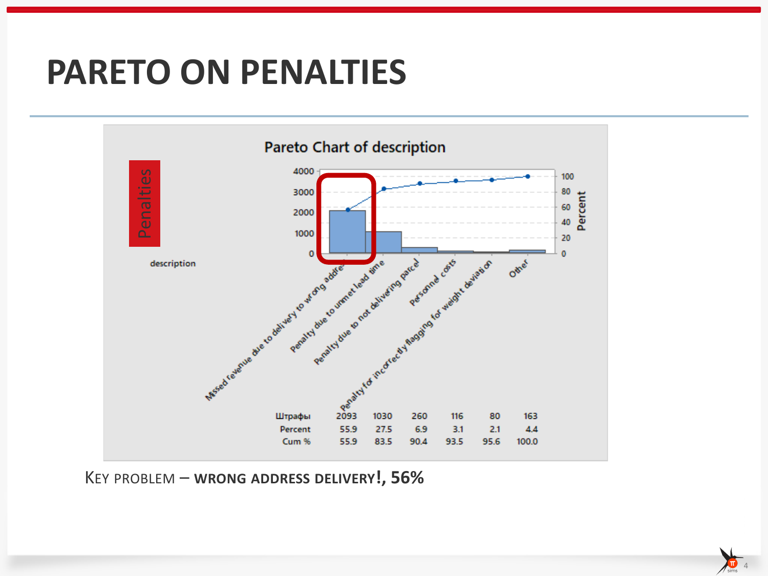# PARETO ON PENALTIES

## Pareto Chart of description

Penalties

description

| | Missed revenue due to delivery to wrong addre | Penalty due to unmet lead time | Penalty due to not delivering parcel | Personnel costs | Penalty for incorrectly flagging for weight deviation | Other |
|---|---|---|---|---|---|---|
| Штрафы | 2093 | 1030 | 260 | 116 | 80 | 163 |
| Percent | 55.9 | 27.5 | 6.9 | 3.1 | 2.1 | 4.4 |
| Cum % | 55.9 | 83.5 | 90.4 | 93.5 | 95.6 | 100.0 |

KEY PROBLEM – **WRONG ADDRESS DELIVERY!, 56%**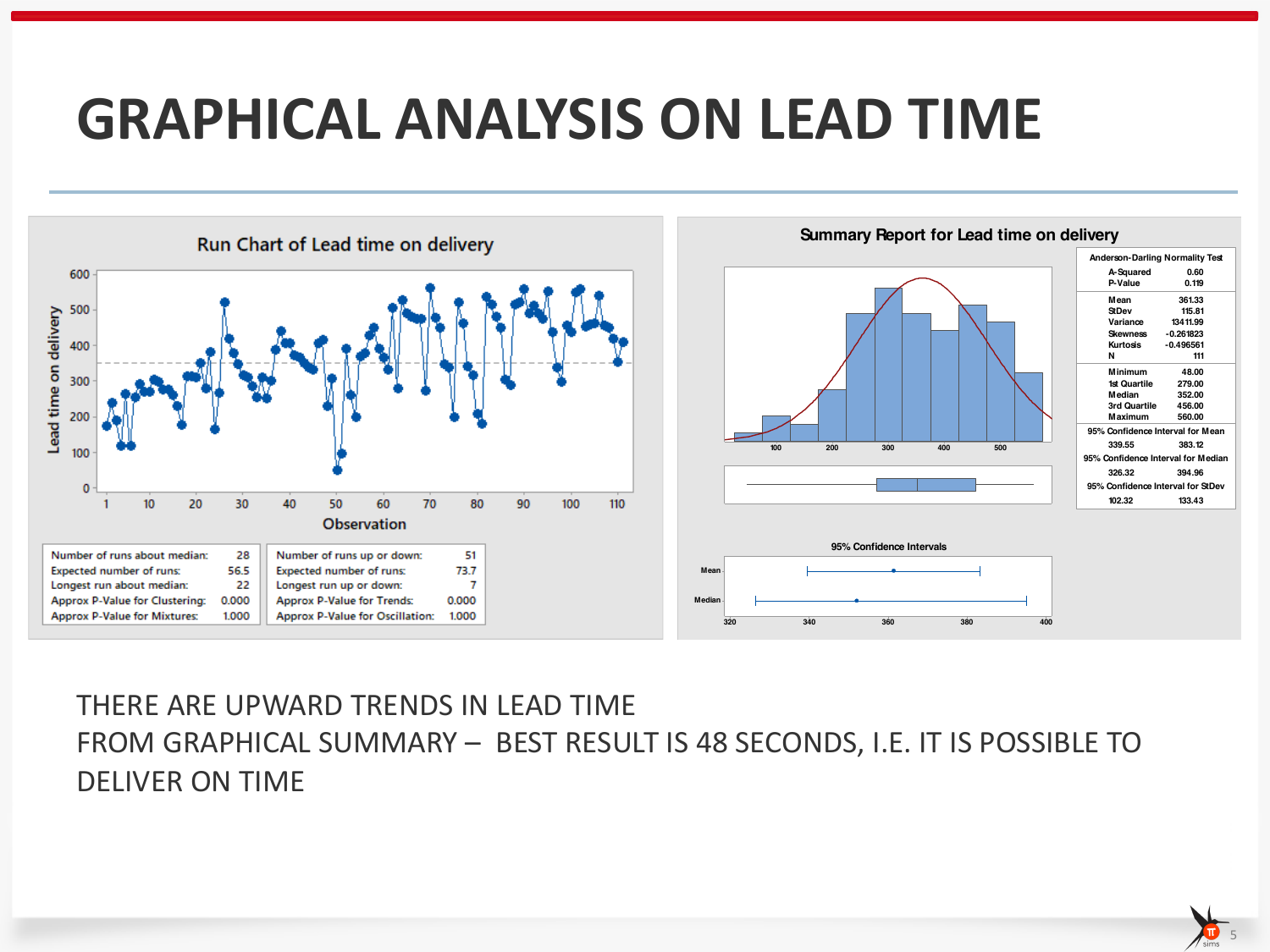# GRAPHICAL ANALYSIS ON LEAD TIME

## Run Chart of Lead time on delivery

| | |
|---|---|
| Number of runs about median: | 28 |
| Expected number of runs: | 56.5 |
| Longest run about median: | 22 |
| Approx P-Value for Clustering: | 0.000 |
| Approx P-Value for Mixtures: | 1.000 |

| | |
|---|---|
| Number of runs up or down: | 51 |
| Expected number of runs: | 73.7 |
| Longest run up or down: | 7 |
| Approx P-Value for Trends: | 0.000 |
| Approx P-Value for Oscillation: | 1.000 |

## Summary Report for Lead time on delivery

| Anderson-Darling Normality Test | |
|---|---|
| A-Squared | 0.60 |
| P-Value | 0.119 |
| Mean | 361.33 |
| StDev | 115.81 |
| Variance | 13411.99 |
| Skewness | -0.261823 |
| Kurtosis | -0.496561 |
| N | 111 |
| Minimum | 48.00 |
| 1st Quartile | 279.00 |
| Median | 352.00 |
| 3rd Quartile | 456.00 |
| Maximum | 560.00 |
| 95% Confidence Interval for Mean | |
| 339.55 | 383.12 |
| 95% Confidence Interval for Median | |
| 326.32 | 394.96 |
| 95% Confidence Interval for StDev | |
| 102.32 | 133.43 |

THERE ARE UPWARD TRENDS IN LEAD TIME

FROM GRAPHICAL SUMMARY – BEST RESULT IS 48 SECONDS, I.E. IT IS POSSIBLE TO DELIVER ON TIME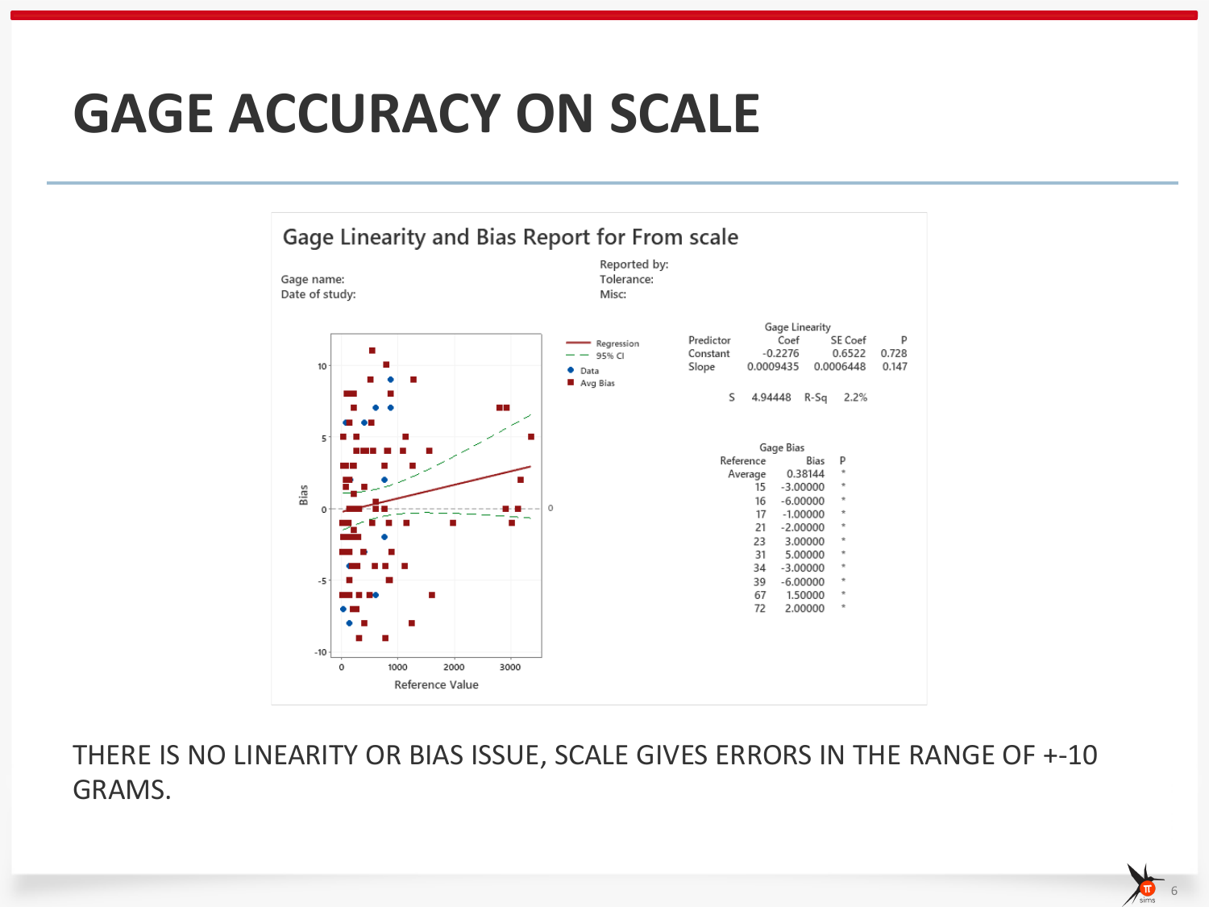# GAGE ACCURACY ON SCALE

## Gage Linearity and Bias Report for From scale

Gage name:
Date of study:

Reported by:
Tolerance:
Misc:

**Gage Linearity**

| Predictor | Coef | SE Coef | P |
|---|---|---|---|
| Constant | -0.2276 | 0.6522 | 0.728 |
| Slope | 0.0009435 | 0.0006448 | 0.147 |

S 4.94448 R-Sq 2.2%

**Gage Bias**

| Reference | Bias | P |
|---|---|---|
| Average | 0.38144 | * |
| 15 | -3.00000 | * |
| 16 | -6.00000 | * |
| 17 | -1.00000 | * |
| 21 | -2.00000 | * |
| 23 | 3.00000 | * |
| 31 | 5.00000 | * |
| 34 | -3.00000 | * |
| 39 | -6.00000 | * |
| 67 | 1.50000 | * |
| 72 | 2.00000 | * |

THERE IS NO LINEARITY OR BIAS ISSUE, SCALE GIVES ERRORS IN THE RANGE OF +-10 GRAMS.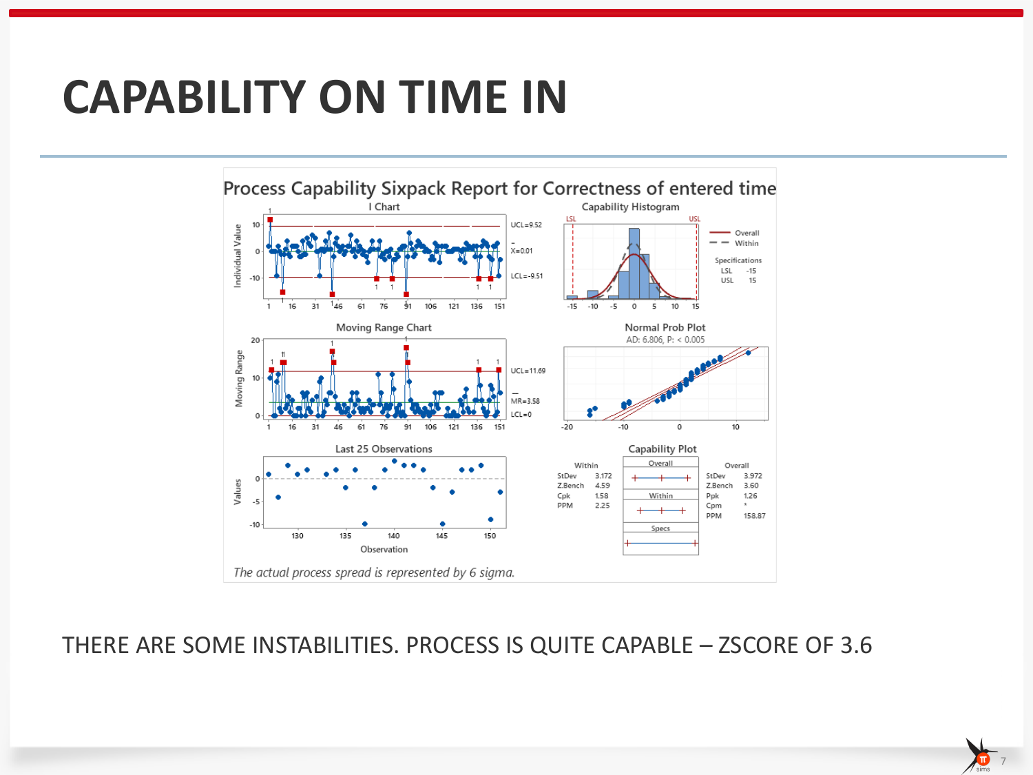# CAPABILITY ON TIME IN

## Process Capability Sixpack Report for Correctness of entered time

### I Chart

UCL=9.52

$\bar{X}$=0.01

LCL=-9.51

### Capability Histogram

| Specifications | |
|---|---|
| LSL | -15 |
| USL | 15 |

Overall / Within

### Moving Range Chart

UCL=11.69

$\overline{MR}$=3.58

LCL=0

### Normal Prob Plot

AD: 6.806, P: < 0.005

### Last 25 Observations

### Capability Plot

| Within | |
|---|---|
| StDev | 3.172 |
| Z.Bench | 4.59 |
| Cpk | 1.58 |
| PPM | 2.25 |

| Overall | |
|---|---|
| StDev | 3.972 |
| Z.Bench | 3.60 |
| Ppk | 1.26 |
| Cpm | * |
| PPM | 158.87 |

*The actual process spread is represented by 6 sigma.*

THERE ARE SOME INSTABILITIES. PROCESS IS QUITE CAPABLE – ZSCORE OF 3.6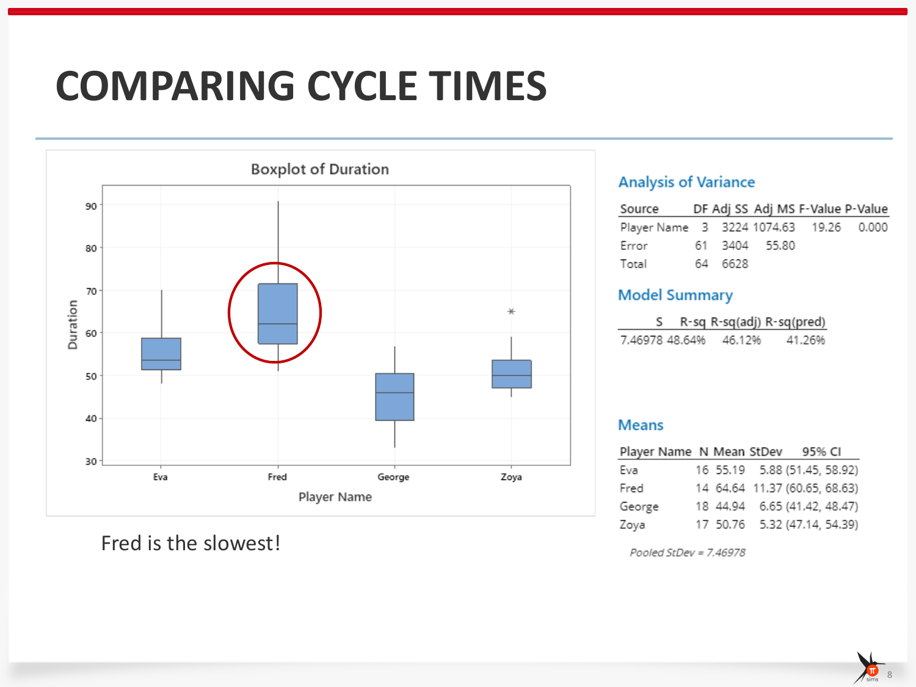# COMPARING CYCLE TIMES

Fred is the slowest!

### Analysis of Variance

| Source | DF | Adj SS | Adj MS | F-Value | P-Value |
|---|---|---|---|---|---|
| Player Name | 3 | 3224 | 1074.63 | 19.26 | 0.000 |
| Error | 61 | 3404 | 55.80 | | |
| Total | 64 | 6628 | | | |

### Model Summary

| S | R-sq | R-sq(adj) | R-sq(pred) |
|---|---|---|---|
| 7.46978 | 48.64% | 46.12% | 41.26% |

### Means

| Player Name | N | Mean | StDev | 95% CI |
|---|---|---|---|---|
| Eva | 16 | 55.19 | 5.88 | (51.45, 58.92) |
| Fred | 14 | 64.64 | 11.37 | (60.65, 68.63) |
| George | 18 | 44.94 | 6.65 | (41.42, 48.47) |
| Zoya | 17 | 50.76 | 5.32 | (47.14, 54.39) |

*Pooled StDev = 7.46978*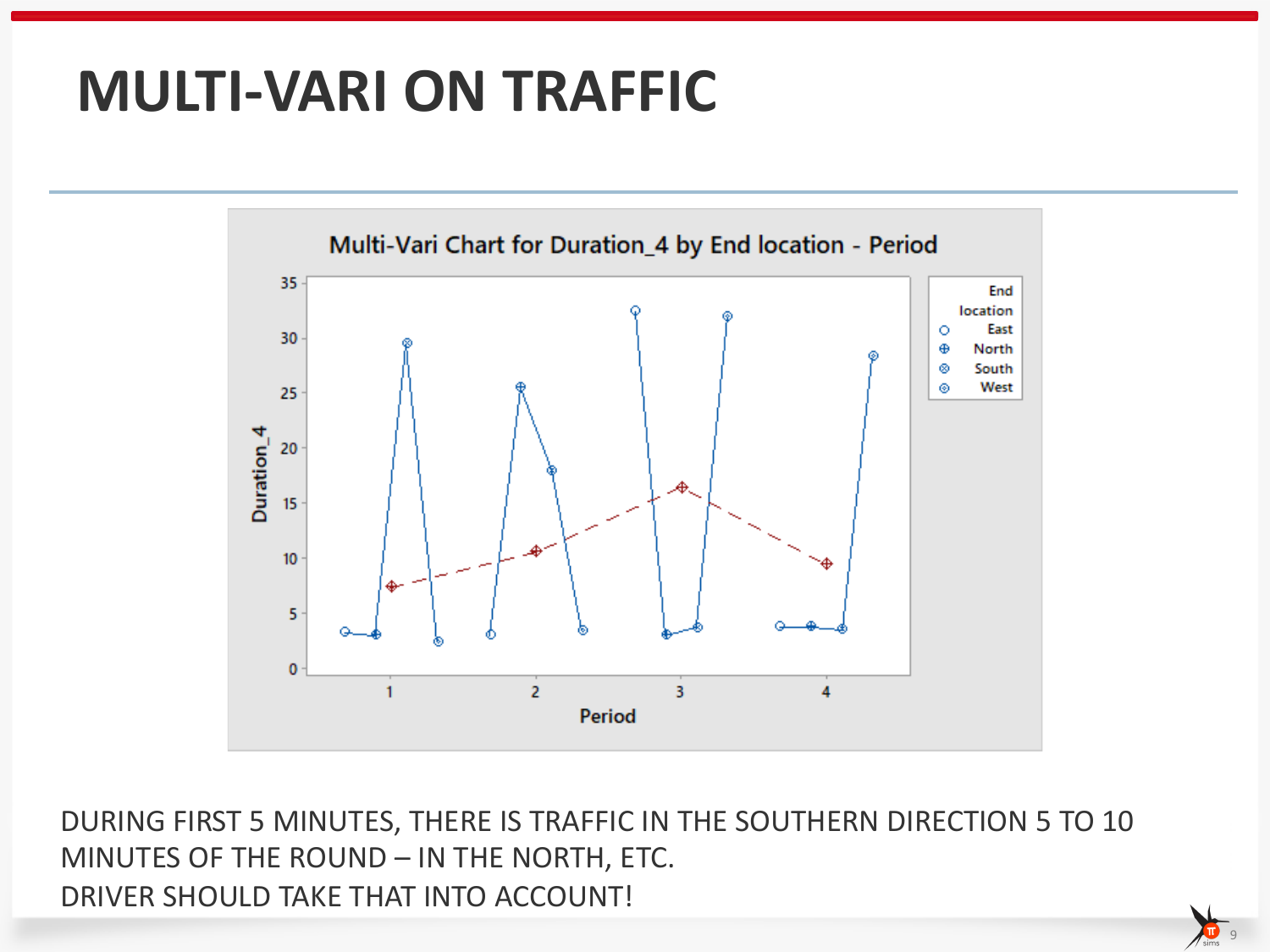# MULTI-VARI ON TRAFFIC

DURING FIRST 5 MINUTES, THERE IS TRAFFIC IN THE SOUTHERN DIRECTION 5 TO 10 MINUTES OF THE ROUND – IN THE NORTH, ETC.
DRIVER SHOULD TAKE THAT INTO ACCOUNT!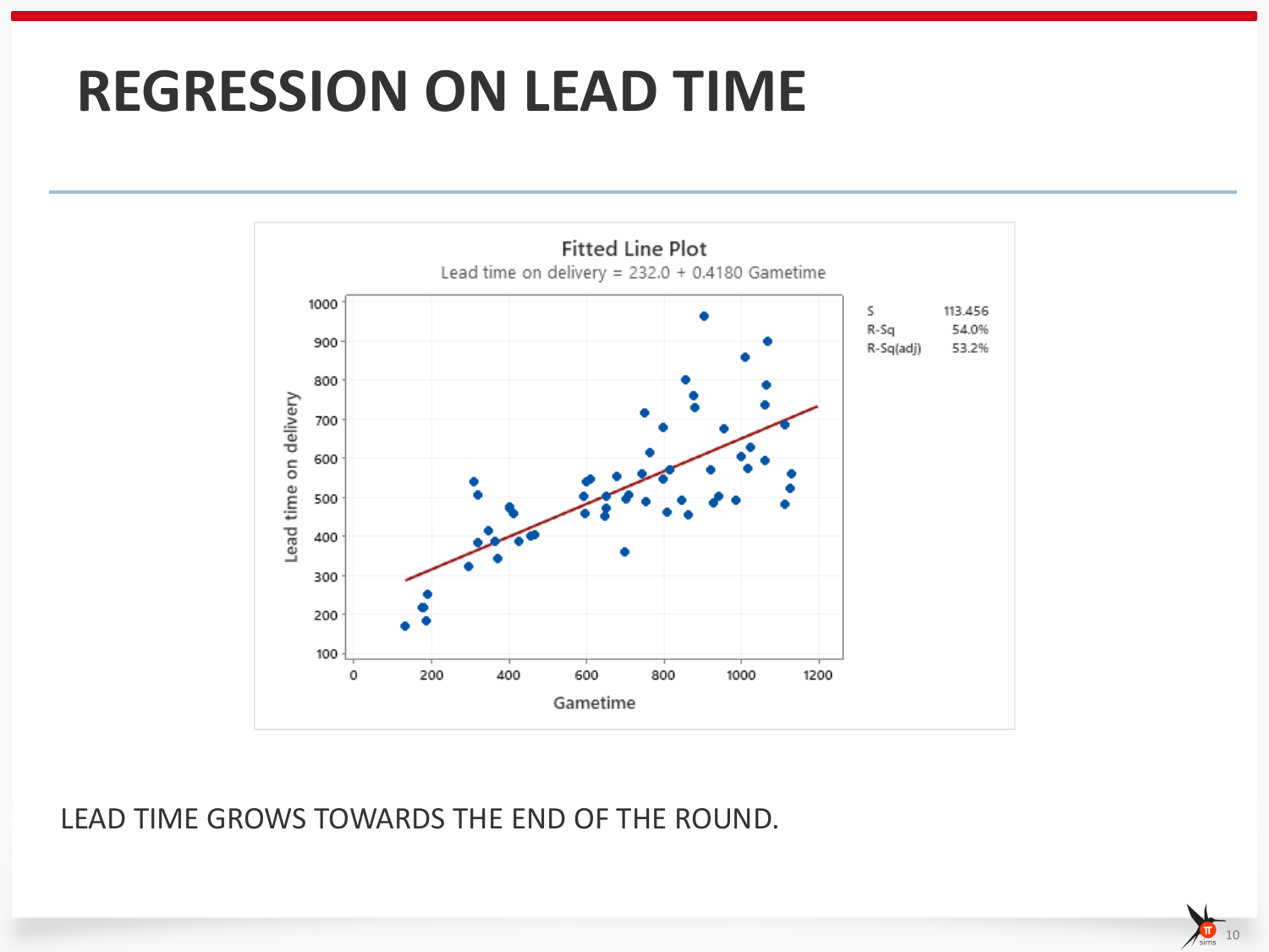# REGRESSION ON LEAD TIME

**Fitted Line Plot**

Lead time on delivery = 232.0 + 0.4180 Gametime

| | |
|---|---|
| S | 113.456 |
| R-Sq | 54.0% |
| R-Sq(adj) | 53.2% |

LEAD TIME GROWS TOWARDS THE END OF THE ROUND.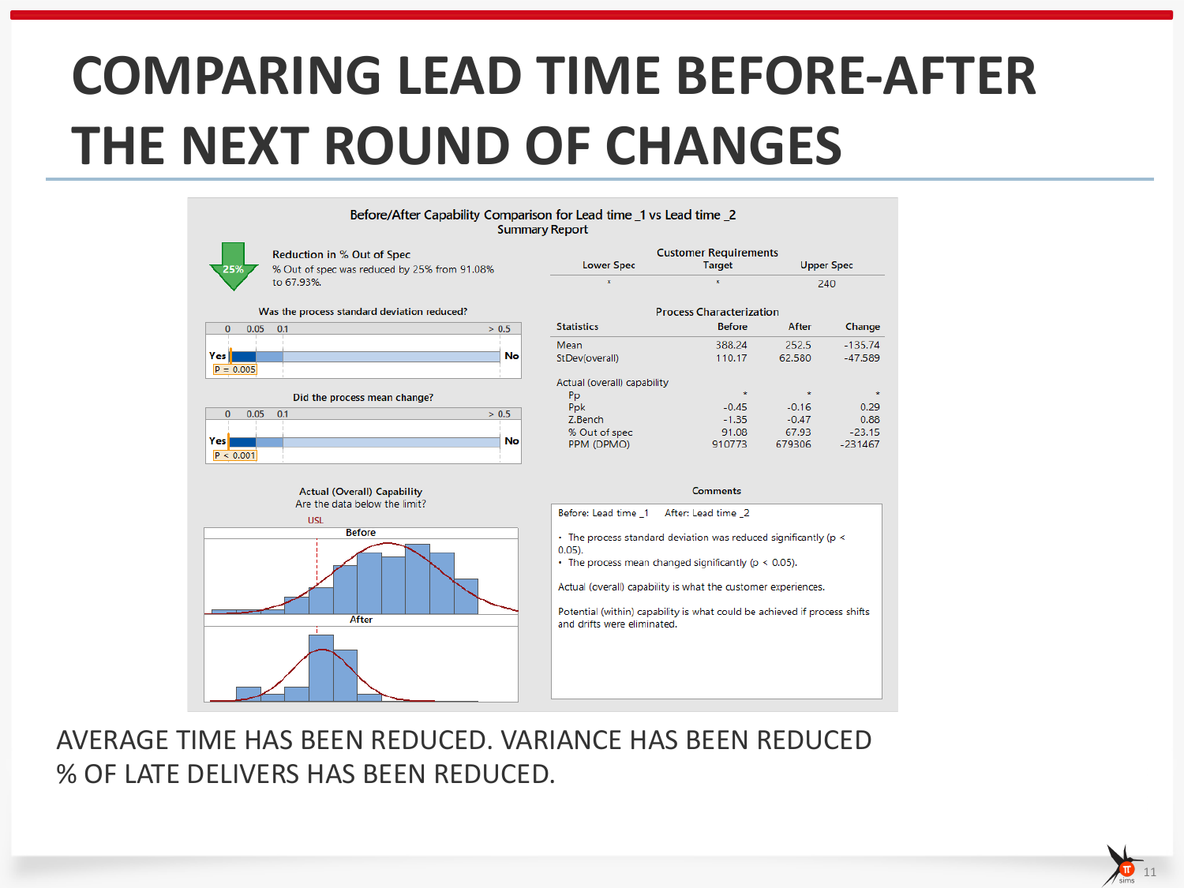# COMPARING LEAD TIME BEFORE-AFTER THE NEXT ROUND OF CHANGES

**Before/After Capability Comparison for Lead time _1 vs Lead time _2**
**Summary Report**

**Reduction in % Out of Spec**

25%

% Out of spec was reduced by 25% from 91.08% to 67.93%.

**Customer Requirements**

| Lower Spec | Target | Upper Spec |
|---|---|---|
| * | * | 240 |

**Was the process standard deviation reduced?**

0 0.05 0.1 > 0.5

Yes — No

P = 0.005

**Did the process mean change?**

0 0.05 0.1 > 0.5

Yes — No

P < 0.001

**Process Characterization**

| Statistics | Before | After | Change |
|---|---|---|---|
| Mean | 388.24 | 252.5 | -135.74 |
| StDev(overall) | 110.17 | 62.580 | -47.589 |
| Actual (overall) capability | | | |
| Pp | * | * | * |
| Ppk | -0.45 | -0.16 | 0.29 |
| Z.Bench | -1.35 | -0.47 | 0.88 |
| % Out of spec | 91.08 | 67.93 | -23.15 |
| PPM (DPMO) | 910773 | 679306 | -231467 |

**Actual (Overall) Capability**
Are the data below the limit?

USL

Before

After

**Comments**

Before: Lead time _1 After: Lead time _2

- The process standard deviation was reduced significantly ($p < 0.05$).
- The process mean changed significantly ($p < 0.05$).

Actual (overall) capability is what the customer experiences.

Potential (within) capability is what could be achieved if process shifts and drifts were eliminated.

AVERAGE TIME HAS BEEN REDUCED. VARIANCE HAS BEEN REDUCED
% OF LATE DELIVERS HAS BEEN REDUCED.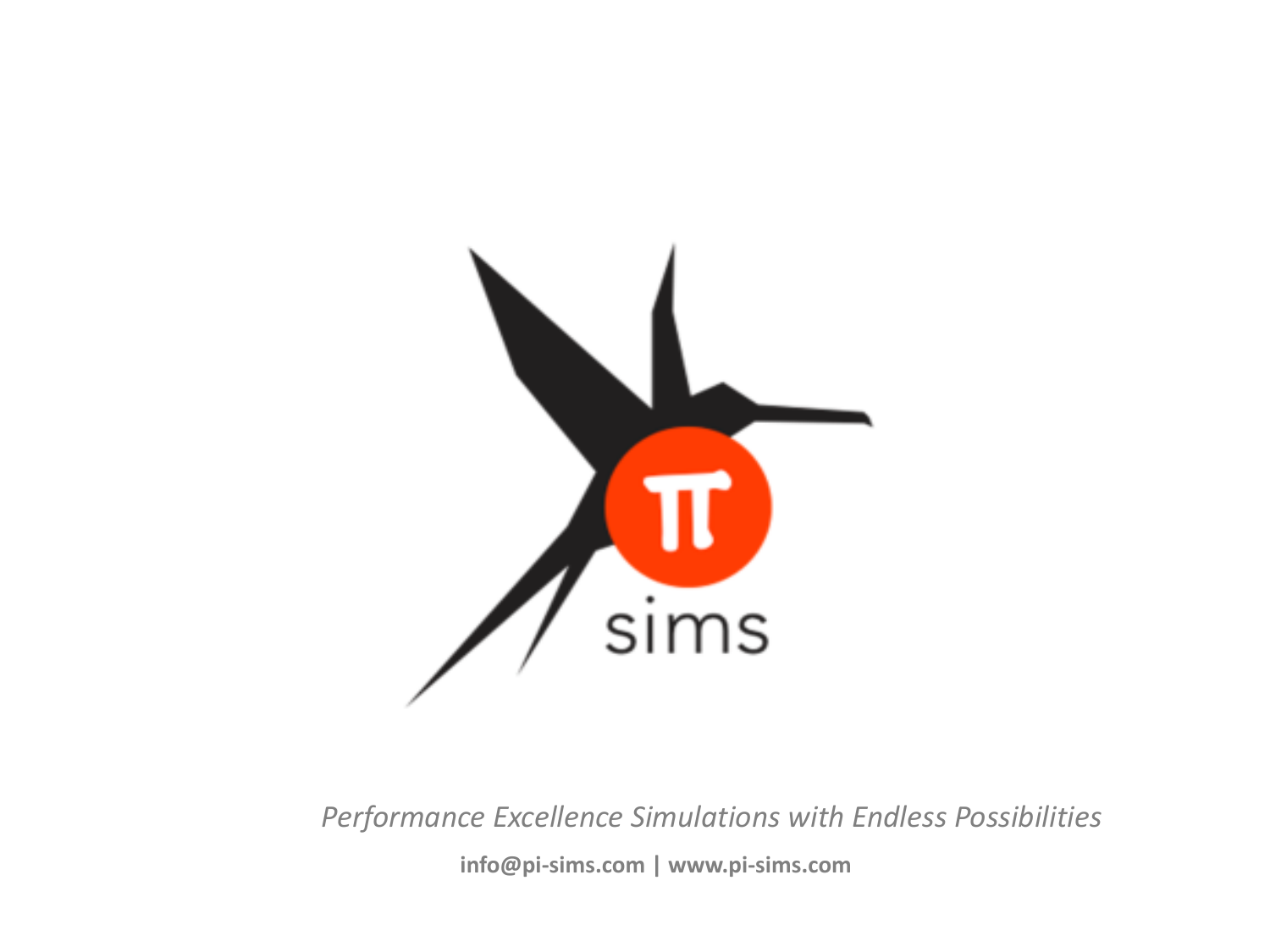*Performance Excellence Simulations with Endless Possibilities*

**info@pi-sims.com | www.pi-sims.com**